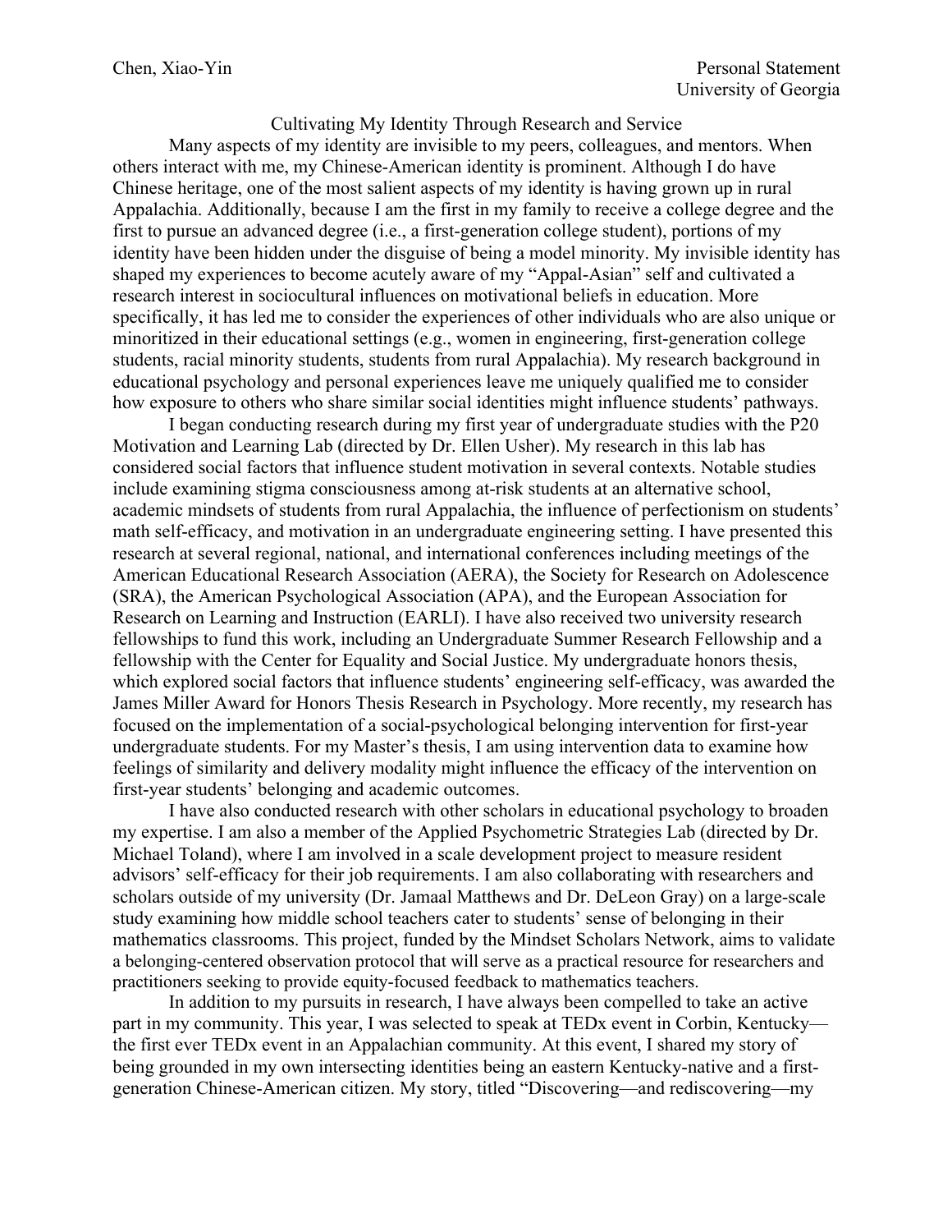Chen, Xiao-Yin

Personal Statement
University of Georgia

## Cultivating My Identity Through Research and Service

Many aspects of my identity are invisible to my peers, colleagues, and mentors. When others interact with me, my Chinese-American identity is prominent. Although I do have Chinese heritage, one of the most salient aspects of my identity is having grown up in rural Appalachia. Additionally, because I am the first in my family to receive a college degree and the first to pursue an advanced degree (i.e., a first-generation college student), portions of my identity have been hidden under the disguise of being a model minority. My invisible identity has shaped my experiences to become acutely aware of my "Appal-Asian" self and cultivated a research interest in sociocultural influences on motivational beliefs in education. More specifically, it has led me to consider the experiences of other individuals who are also unique or minoritized in their educational settings (e.g., women in engineering, first-generation college students, racial minority students, students from rural Appalachia). My research background in educational psychology and personal experiences leave me uniquely qualified me to consider how exposure to others who share similar social identities might influence students' pathways.

I began conducting research during my first year of undergraduate studies with the P20 Motivation and Learning Lab (directed by Dr. Ellen Usher). My research in this lab has considered social factors that influence student motivation in several contexts. Notable studies include examining stigma consciousness among at-risk students at an alternative school, academic mindsets of students from rural Appalachia, the influence of perfectionism on students' math self-efficacy, and motivation in an undergraduate engineering setting. I have presented this research at several regional, national, and international conferences including meetings of the American Educational Research Association (AERA), the Society for Research on Adolescence (SRA), the American Psychological Association (APA), and the European Association for Research on Learning and Instruction (EARLI). I have also received two university research fellowships to fund this work, including an Undergraduate Summer Research Fellowship and a fellowship with the Center for Equality and Social Justice. My undergraduate honors thesis, which explored social factors that influence students' engineering self-efficacy, was awarded the James Miller Award for Honors Thesis Research in Psychology. More recently, my research has focused on the implementation of a social-psychological belonging intervention for first-year undergraduate students. For my Master's thesis, I am using intervention data to examine how feelings of similarity and delivery modality might influence the efficacy of the intervention on first-year students' belonging and academic outcomes.

I have also conducted research with other scholars in educational psychology to broaden my expertise. I am also a member of the Applied Psychometric Strategies Lab (directed by Dr. Michael Toland), where I am involved in a scale development project to measure resident advisors' self-efficacy for their job requirements. I am also collaborating with researchers and scholars outside of my university (Dr. Jamaal Matthews and Dr. DeLeon Gray) on a large-scale study examining how middle school teachers cater to students' sense of belonging in their mathematics classrooms. This project, funded by the Mindset Scholars Network, aims to validate a belonging-centered observation protocol that will serve as a practical resource for researchers and practitioners seeking to provide equity-focused feedback to mathematics teachers.

In addition to my pursuits in research, I have always been compelled to take an active part in my community. This year, I was selected to speak at TEDx event in Corbin, Kentucky—the first ever TEDx event in an Appalachian community. At this event, I shared my story of being grounded in my own intersecting identities being an eastern Kentucky-native and a first-generation Chinese-American citizen. My story, titled "Discovering—and rediscovering—my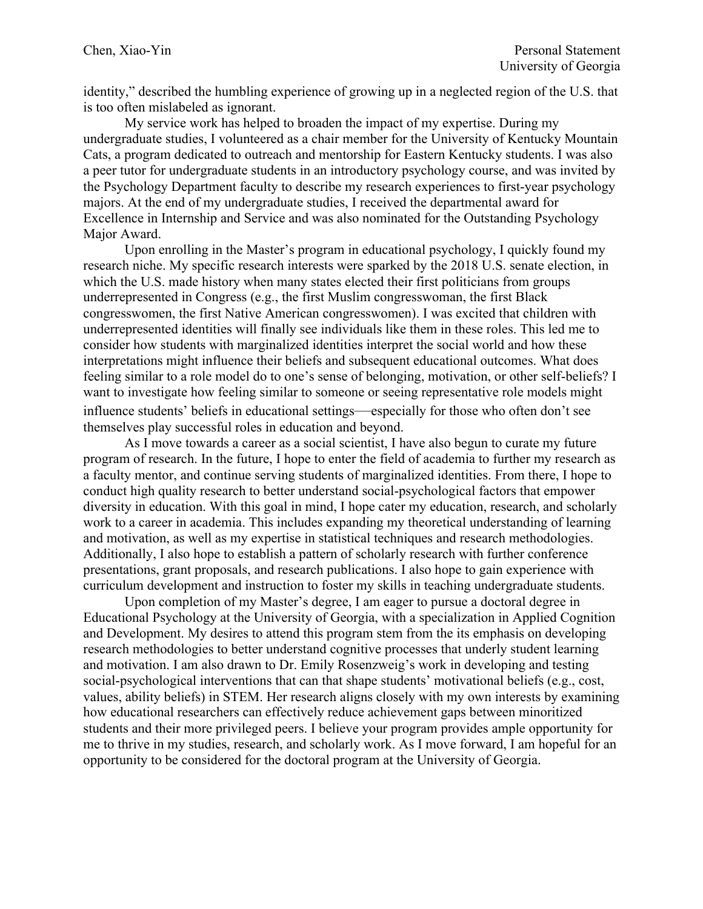identity," described the humbling experience of growing up in a neglected region of the U.S. that is too often mislabeled as ignorant.

My service work has helped to broaden the impact of my expertise. During my undergraduate studies, I volunteered as a chair member for the University of Kentucky Mountain Cats, a program dedicated to outreach and mentorship for Eastern Kentucky students. I was also a peer tutor for undergraduate students in an introductory psychology course, and was invited by the Psychology Department faculty to describe my research experiences to first-year psychology majors. At the end of my undergraduate studies, I received the departmental award for Excellence in Internship and Service and was also nominated for the Outstanding Psychology Major Award.

Upon enrolling in the Master's program in educational psychology, I quickly found my research niche. My specific research interests were sparked by the 2018 U.S. senate election, in which the U.S. made history when many states elected their first politicians from groups underrepresented in Congress (e.g., the first Muslim congresswoman, the first Black congresswomen, the first Native American congresswomen). I was excited that children with underrepresented identities will finally see individuals like them in these roles. This led me to consider how students with marginalized identities interpret the social world and how these interpretations might influence their beliefs and subsequent educational outcomes. What does feeling similar to a role model do to one's sense of belonging, motivation, or other self-beliefs? I want to investigate how feeling similar to someone or seeing representative role models might influence students' beliefs in educational settings—especially for those who often don't see themselves play successful roles in education and beyond.

As I move towards a career as a social scientist, I have also begun to curate my future program of research. In the future, I hope to enter the field of academia to further my research as a faculty mentor, and continue serving students of marginalized identities. From there, I hope to conduct high quality research to better understand social-psychological factors that empower diversity in education. With this goal in mind, I hope cater my education, research, and scholarly work to a career in academia. This includes expanding my theoretical understanding of learning and motivation, as well as my expertise in statistical techniques and research methodologies. Additionally, I also hope to establish a pattern of scholarly research with further conference presentations, grant proposals, and research publications. I also hope to gain experience with curriculum development and instruction to foster my skills in teaching undergraduate students.

Upon completion of my Master's degree, I am eager to pursue a doctoral degree in Educational Psychology at the University of Georgia, with a specialization in Applied Cognition and Development. My desires to attend this program stem from the its emphasis on developing research methodologies to better understand cognitive processes that underly student learning and motivation. I am also drawn to Dr. Emily Rosenzweig's work in developing and testing social-psychological interventions that can that shape students' motivational beliefs (e.g., cost, values, ability beliefs) in STEM. Her research aligns closely with my own interests by examining how educational researchers can effectively reduce achievement gaps between minoritized students and their more privileged peers. I believe your program provides ample opportunity for me to thrive in my studies, research, and scholarly work. As I move forward, I am hopeful for an opportunity to be considered for the doctoral program at the University of Georgia.